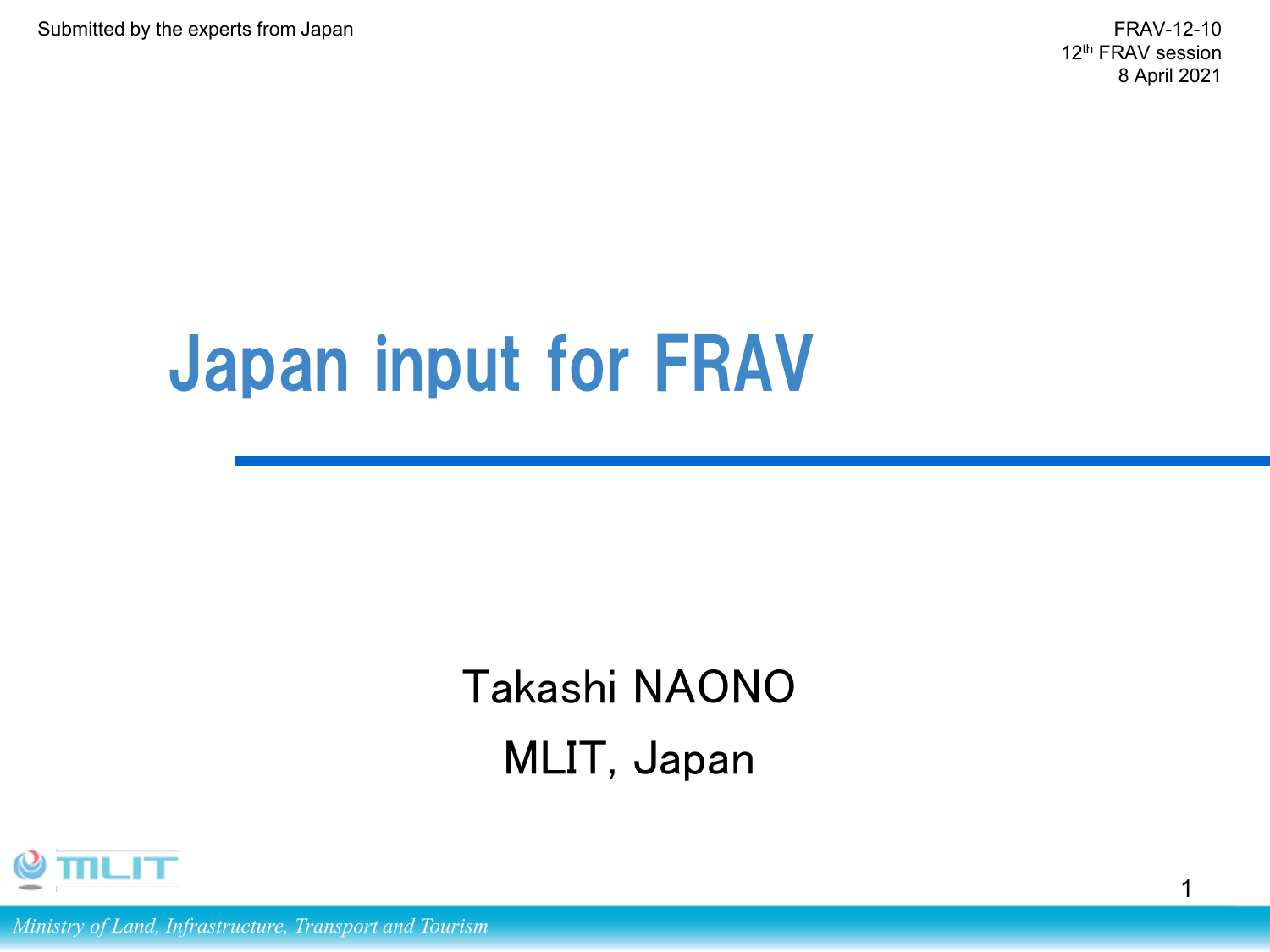Submitted by the experts from Japan

FRAV-12-10
12th FRAV session
8 April 2021

# Japan input for FRAV

Takashi NAONO

MLIT, Japan

Ministry of Land, Infrastructure, Transport and Tourism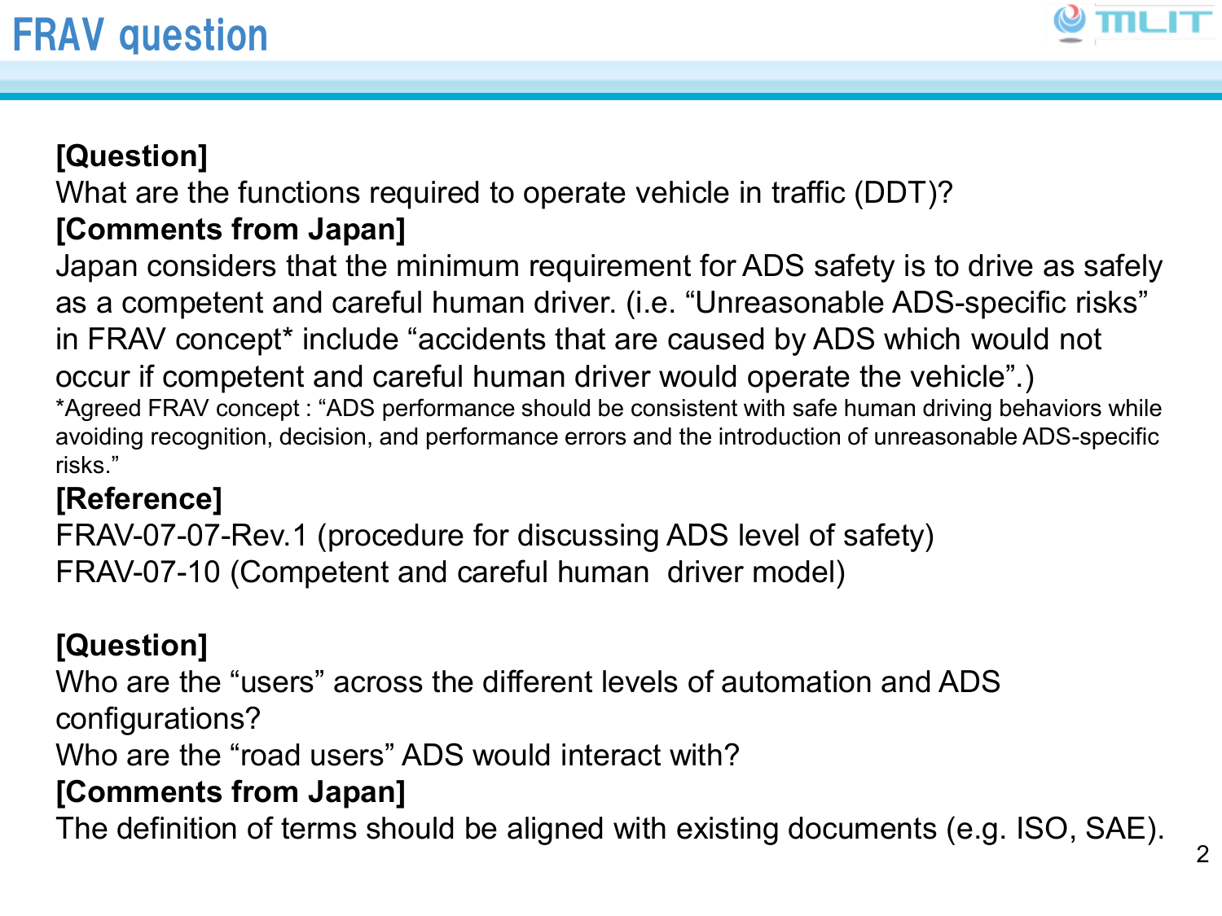# FRAV question

**[Question]**

What are the functions required to operate vehicle in traffic (DDT)?

**[Comments from Japan]**

Japan considers that the minimum requirement for ADS safety is to drive as safely as a competent and careful human driver. (i.e. “Unreasonable ADS-specific risks” in FRAV concept* include “accidents that are caused by ADS which would not occur if competent and careful human driver would operate the vehicle”.)

*Agreed FRAV concept : “ADS performance should be consistent with safe human driving behaviors while avoiding recognition, decision, and performance errors and the introduction of unreasonable ADS-specific risks.”

**[Reference]**

FRAV-07-07-Rev.1 (procedure for discussing ADS level of safety)

FRAV-07-10 (Competent and careful human driver model)

**[Question]**

Who are the “users” across the different levels of automation and ADS configurations?

Who are the “road users” ADS would interact with?

**[Comments from Japan]**

The definition of terms should be aligned with existing documents (e.g. ISO, SAE).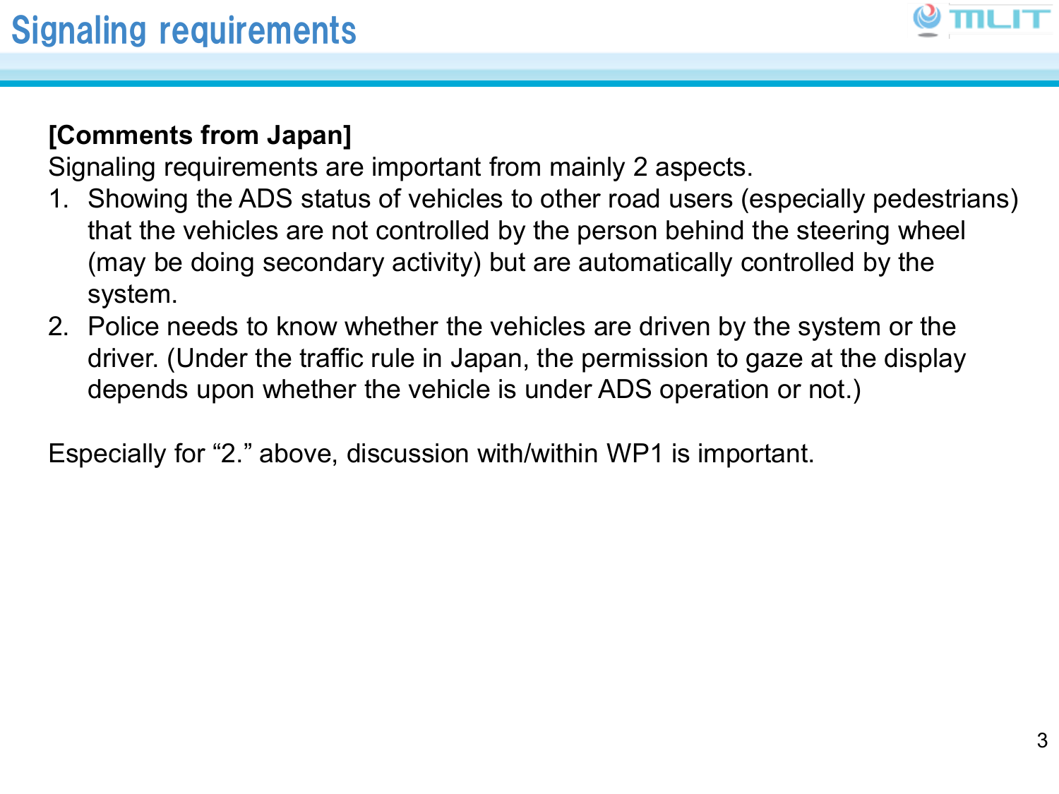# Signaling requirements

**[Comments from Japan]**

Signaling requirements are important from mainly 2 aspects.

1. Showing the ADS status of vehicles to other road users (especially pedestrians) that the vehicles are not controlled by the person behind the steering wheel (may be doing secondary activity) but are automatically controlled by the system.
2. Police needs to know whether the vehicles are driven by the system or the driver. (Under the traffic rule in Japan, the permission to gaze at the display depends upon whether the vehicle is under ADS operation or not.)

Especially for “2.” above, discussion with/within WP1 is important.